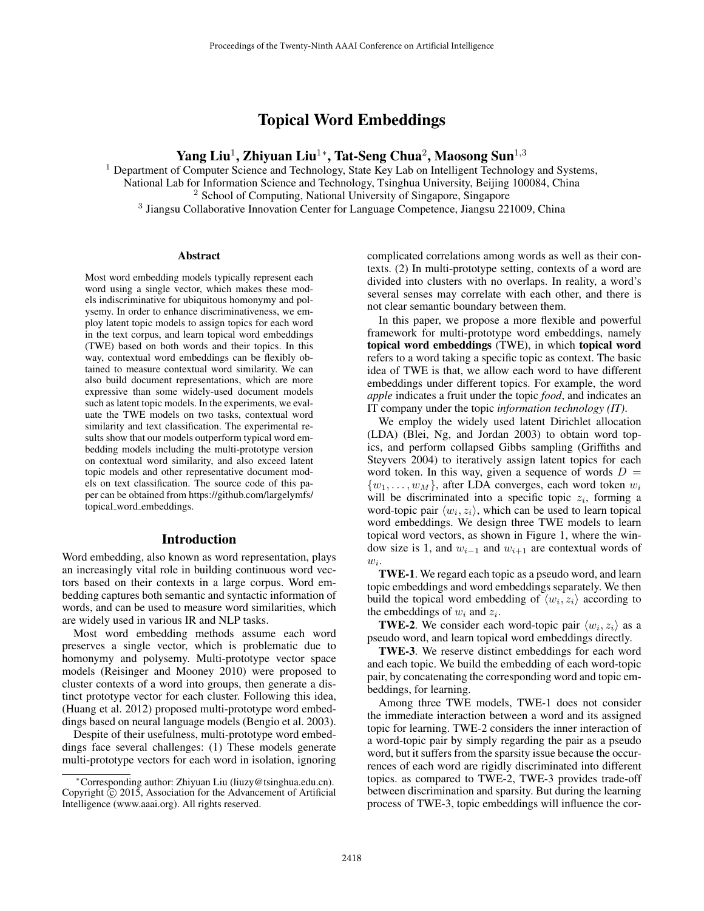# Topical Word Embeddings

**Yang Liu**[1], **Zhiyuan Liu**[1*], **Tat-Seng Chua**[2], **Maosong Sun**[1,3]

[1] Department of Computer Science and Technology, State Key Lab on Intelligent Technology and Systems, National Lab for Information Science and Technology, Tsinghua University, Beijing 100084, China
[2] School of Computing, National University of Singapore, Singapore
[3] Jiangsu Collaborative Innovation Center for Language Competence, Jiangsu 221009, China

### Abstract

Most word embedding models typically represent each word using a single vector, which makes these models indiscriminative for ubiquitous homonymy and polysemy. In order to enhance discriminativeness, we employ latent topic models to assign topics for each word in the text corpus, and learn topical word embeddings (TWE) based on both words and their topics. In this way, contextual word embeddings can be flexibly obtained to measure contextual word similarity. We can also build document representations, which are more expressive than some widely-used document models such as latent topic models. In the experiments, we evaluate the TWE models on two tasks, contextual word similarity and text classification. The experimental results show that our models outperform typical word embedding models including the multi-prototype version on contextual word similarity, and also exceed latent topic models and other representative document models on text classification. The source code of this paper can be obtained from https://github.com/largelymfs/topical_word_embeddings.

## Introduction

Word embedding, also known as word representation, plays an increasingly vital role in building continuous word vectors based on their contexts in a large corpus. Word embedding captures both semantic and syntactic information of words, and can be used to measure word similarities, which are widely used in various IR and NLP tasks.

Most word embedding methods assume each word preserves a single vector, which is problematic due to homonymy and polysemy. Multi-prototype vector space models (Reisinger and Mooney 2010) were proposed to cluster contexts of a word into groups, then generate a distinct prototype vector for each cluster. Following this idea, (Huang et al. 2012) proposed multi-prototype word embeddings based on neural language models (Bengio et al. 2003).

Despite of their usefulness, multi-prototype word embeddings face several challenges: (1) These models generate multi-prototype vectors for each word in isolation, ignoring complicated correlations among words as well as their contexts. (2) In multi-prototype setting, contexts of a word are divided into clusters with no overlaps. In reality, a word's several senses may correlate with each other, and there is not clear semantic boundary between them.

In this paper, we propose a more flexible and powerful framework for multi-prototype word embeddings, namely **topical word embeddings** (TWE), in which **topical word** refers to a word taking a specific topic as context. The basic idea of TWE is that, we allow each word to have different embeddings under different topics. For example, the word *apple* indicates a fruit under the topic *food*, and indicates an IT company under the topic *information technology (IT)*.

We employ the widely used latent Dirichlet allocation (LDA) (Blei, Ng, and Jordan 2003) to obtain word topics, and perform collapsed Gibbs sampling (Griffiths and Steyvers 2004) to iteratively assign latent topics for each word token. In this way, given a sequence of words $D = \{w_1, \ldots, w_M\}$, after LDA converges, each word token $w_i$ will be discriminated into a specific topic $z_i$, forming a word-topic pair $\langle w_i, z_i \rangle$, which can be used to learn topical word embeddings. We design three TWE models to learn topical word vectors, as shown in Figure 1, where the window size is 1, and $w_{i-1}$ and $w_{i+1}$ are contextual words of $w_i$.

**TWE-1**. We regard each topic as a pseudo word, and learn topic embeddings and word embeddings separately. We then build the topical word embedding of $\langle w_i, z_i \rangle$ according to the embeddings of $w_i$ and $z_i$.

**TWE-2**. We consider each word-topic pair $\langle w_i, z_i \rangle$ as a pseudo word, and learn topical word embeddings directly.

**TWE-3**. We reserve distinct embeddings for each word and each topic. We build the embedding of each word-topic pair, by concatenating the corresponding word and topic embeddings, for learning.

Among three TWE models, TWE-1 does not consider the immediate interaction between a word and its assigned topic for learning. TWE-2 considers the inner interaction of a word-topic pair by simply regarding the pair as a pseudo word, but it suffers from the sparsity issue because the occurrences of each word are rigidly discriminated into different topics. as compared to TWE-2, TWE-3 provides trade-off between discrimination and sparsity. But during the learning process of TWE-3, topic embeddings will influence the cor-

*Corresponding author: Zhiyuan Liu (liuzy@tsinghua.edu.cn). Copyright © 2015, Association for the Advancement of Artificial Intelligence (www.aaai.org). All rights reserved.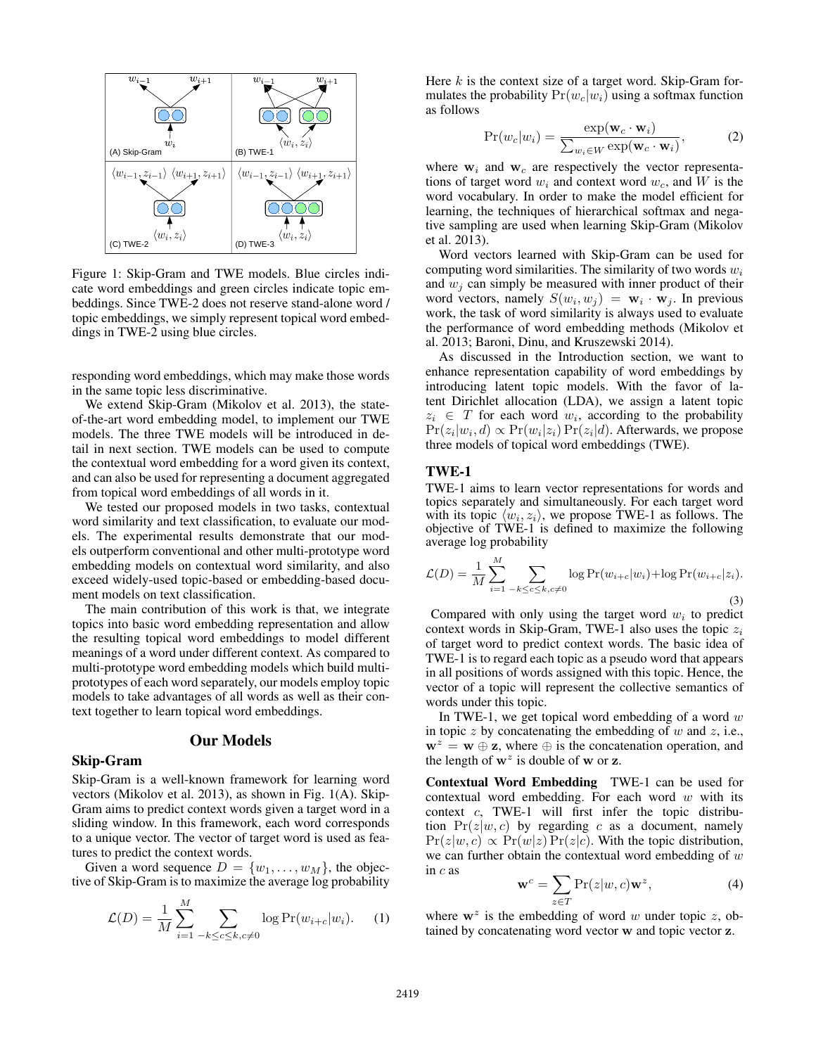Figure 1: Skip-Gram and TWE models. Blue circles indicate word embeddings and green circles indicate topic embeddings. Since TWE-2 does not reserve stand-alone word / topic embeddings, we simply represent topical word embeddings in TWE-2 using blue circles.

responding word embeddings, which may make those words in the same topic less discriminative.

We extend Skip-Gram (Mikolov et al. 2013), the state-of-the-art word embedding model, to implement our TWE models. The three TWE models will be introduced in detail in next section. TWE models can be used to compute the contextual word embedding for a word given its context, and can also be used for representing a document aggregated from topical word embeddings of all words in it.

We tested our proposed models in two tasks, contextual word similarity and text classification, to evaluate our models. The experimental results demonstrate that our models outperform conventional and other multi-prototype word embedding models on contextual word similarity, and also exceed widely-used topic-based or embedding-based document models on text classification.

The main contribution of this work is that, we integrate topics into basic word embedding representation and allow the resulting topical word embeddings to model different meanings of a word under different context. As compared to multi-prototype word embedding models which build multi-prototypes of each word separately, our models employ topic models to take advantages of all words as well as their context together to learn topical word embeddings.

## Our Models

### Skip-Gram

Skip-Gram is a well-known framework for learning word vectors (Mikolov et al. 2013), as shown in Fig. 1(A). Skip-Gram aims to predict context words given a target word in a sliding window. In this framework, each word corresponds to a unique vector. The vector of target word is used as features to predict the context words.

Given a word sequence $D = \{w_1, \ldots, w_M\}$, the objective of Skip-Gram is to maximize the average log probability

$$\mathcal{L}(D) = \frac{1}{M}\sum_{i=1}^{M}\sum_{-k\leq c\leq k, c\neq 0}\log \Pr(w_{i+c}|w_i). \quad (1)$$

Here $k$ is the context size of a target word. Skip-Gram formulates the probability $\Pr(w_c|w_i)$ using a softmax function as follows

$$\Pr(w_c|w_i) = \frac{\exp(\mathbf{w}_c \cdot \mathbf{w}_i)}{\sum_{w_i \in W}\exp(\mathbf{w}_c \cdot \mathbf{w}_i)}, \quad (2)$$

where $\mathbf{w}_i$ and $\mathbf{w}_c$ are respectively the vector representations of target word $w_i$ and context word $w_c$, and $W$ is the word vocabulary. In order to make the model efficient for learning, the techniques of hierarchical softmax and negative sampling are used when learning Skip-Gram (Mikolov et al. 2013).

Word vectors learned with Skip-Gram can be used for computing word similarities. The similarity of two words $w_i$ and $w_j$ can simply be measured with inner product of their word vectors, namely $S(w_i, w_j) = \mathbf{w}_i \cdot \mathbf{w}_j$. In previous work, the task of word similarity is always used to evaluate the performance of word embedding methods (Mikolov et al. 2013; Baroni, Dinu, and Kruszewski 2014).

As discussed in the Introduction section, we want to enhance representation capability of word embeddings by introducing latent topic models. With the favor of latent Dirichlet allocation (LDA), we assign a latent topic $z_i \in T$ for each word $w_i$, according to the probability $\Pr(z_i|w_i, d) \propto \Pr(w_i|z_i)\Pr(z_i|d)$. Afterwards, we propose three models of topical word embeddings (TWE).

### TWE-1

TWE-1 aims to learn vector representations for words and topics separately and simultaneously. For each target word with its topic $\langle w_i, z_i \rangle$, we propose TWE-1 as follows. The objective of TWE-1 is defined to maximize the following average log probability

$$\mathcal{L}(D) = \frac{1}{M}\sum_{i=1}^{M}\sum_{-k\leq c\leq k, c\neq 0}\log \Pr(w_{i+c}|w_i) + \log \Pr(w_{i+c}|z_i). \quad (3)$$

Compared with only using the target word $w_i$ to predict context words in Skip-Gram, TWE-1 also uses the topic $z_i$ of target word to predict context words. The basic idea of TWE-1 is to regard each topic as a pseudo word that appears in all positions of words assigned with this topic. Hence, the vector of a topic will represent the collective semantics of words under this topic.

In TWE-1, we get topical word embedding of a word $w$ in topic $z$ by concatenating the embedding of $w$ and $z$, i.e., $\mathbf{w}^z = \mathbf{w} \oplus \mathbf{z}$, where $\oplus$ is the concatenation operation, and the length of $\mathbf{w}^z$ is double of $\mathbf{w}$ or $\mathbf{z}$.

**Contextual Word Embedding** TWE-1 can be used for contextual word embedding. For each word $w$ with its context $c$, TWE-1 will first infer the topic distribution $\Pr(z|w, c)$ by regarding $c$ as a document, namely $\Pr(z|w, c) \propto \Pr(w|z)\Pr(z|c)$. With the topic distribution, we can further obtain the contextual word embedding of $w$ in $c$ as

$$\mathbf{w}^c = \sum_{z\in T}\Pr(z|w, c)\mathbf{w}^z, \quad (4)$$

where $\mathbf{w}^z$ is the embedding of word $w$ under topic $z$, obtained by concatenating word vector $\mathbf{w}$ and topic vector $\mathbf{z}$.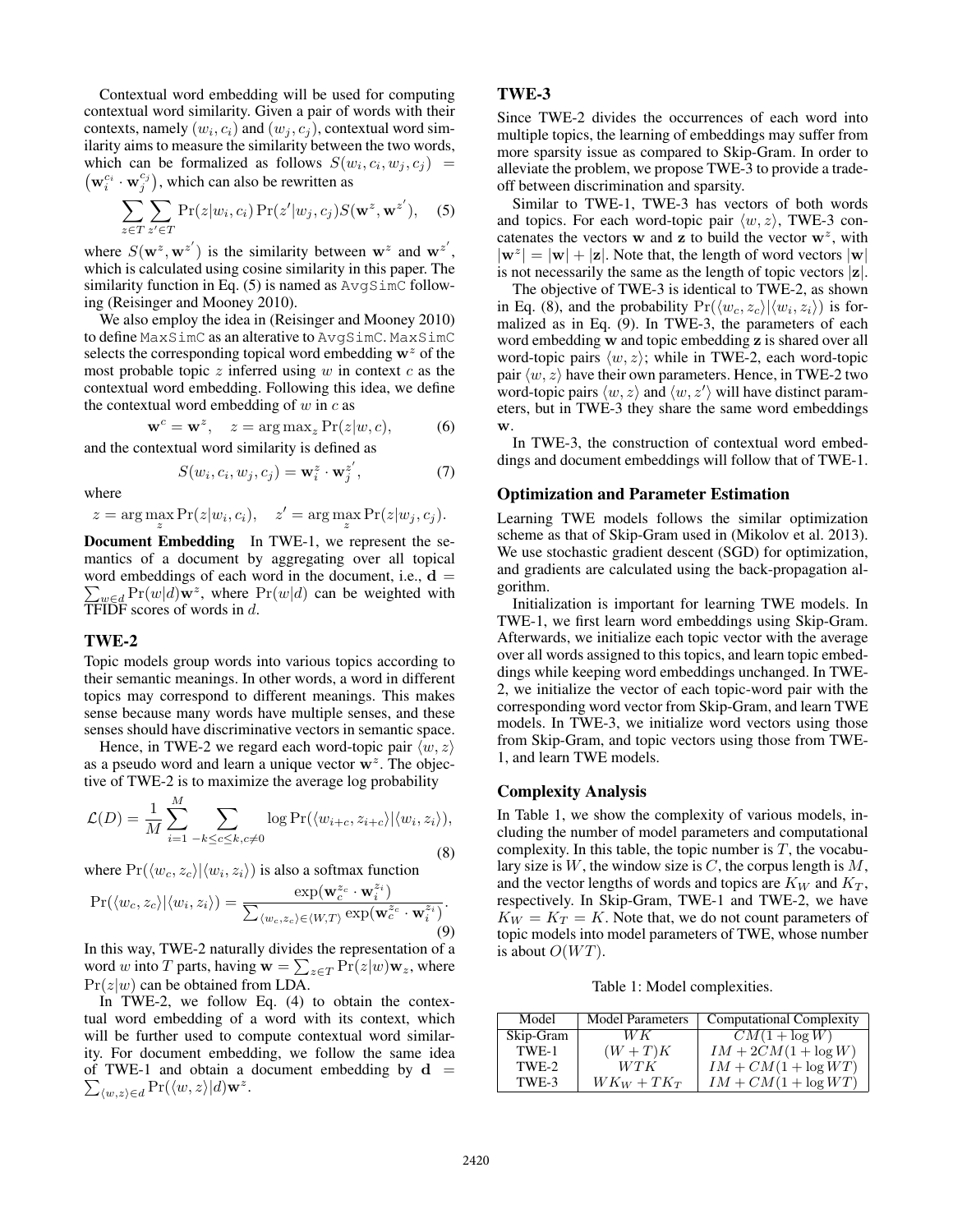Contextual word embedding will be used for computing contextual word similarity. Given a pair of words with their contexts, namely $(w_i, c_i)$ and $(w_j, c_j)$, contextual word similarity aims to measure the similarity between the two words, which can be formalized as follows $S(w_i, c_i, w_j, c_j) = (\mathbf{w}_i^{c_i} \cdot \mathbf{w}_j^{c_j})$, which can also be rewritten as

$$\sum_{z \in T} \sum_{z' \in T} \Pr(z|w_i, c_i) \Pr(z'|w_j, c_j) S(\mathbf{w}^z, \mathbf{w}^{z'}), \quad (5)$$

where $S(\mathbf{w}^z, \mathbf{w}^{z'})$ is the similarity between $\mathbf{w}^z$ and $\mathbf{w}^{z'}$, which is calculated using cosine similarity in this paper. The similarity function in Eq. (5) is named as AvgSimC following (Reisinger and Mooney 2010).

We also employ the idea in (Reisinger and Mooney 2010) to define MaxSimC as an alterative to AvgSimC. MaxSimC selects the corresponding topical word embedding $\mathbf{w}^z$ of the most probable topic $z$ inferred using $w$ in context $c$ as the contextual word embedding. Following this idea, we define the contextual word embedding of $w$ in $c$ as

$$\mathbf{w}^c = \mathbf{w}^z, \quad z = \arg\max_z \Pr(z|w, c), \quad (6)$$

and the contextual word similarity is defined as

$$S(w_i, c_i, w_j, c_j) = \mathbf{w}_i^z \cdot \mathbf{w}_j^{z'}, \quad (7)$$

where

$$z = \arg\max_z \Pr(z|w_i, c_i), \quad z' = \arg\max_z \Pr(z|w_j, c_j).$$

**Document Embedding** In TWE-1, we represent the semantics of a document by aggregating over all topical word embeddings of each word in the document, i.e., $\mathbf{d} = \sum_{w \in d} \Pr(w|d) \mathbf{w}^z$, where $\Pr(w|d)$ can be weighted with TFIDF scores of words in $d$.

## TWE-2

Topic models group words into various topics according to their semantic meanings. In other words, a word in different topics may correspond to different meanings. This makes sense because many words have multiple senses, and these senses should have discriminative vectors in semantic space.

Hence, in TWE-2 we regard each word-topic pair $\langle w, z \rangle$ as a pseudo word and learn a unique vector $\mathbf{w}^z$. The objective of TWE-2 is to maximize the average log probability

$$\mathcal{L}(D) = \frac{1}{M} \sum_{i=1}^{M} \sum_{-k \le c \le k, c \ne 0} \log \Pr(\langle w_{i+c}, z_{i+c} \rangle | \langle w_i, z_i \rangle), \quad (8)$$

where $\Pr(\langle w_c, z_c \rangle | \langle w_i, z_i \rangle)$ is also a softmax function

$$\Pr(\langle w_c, z_c \rangle | \langle w_i, z_i \rangle) = \frac{\exp(\mathbf{w}_c^{z_c} \cdot \mathbf{w}_i^{z_i})}{\sum_{\langle w_c, z_c \rangle \in \langle W, T \rangle} \exp(\mathbf{w}_c^{z_c} \cdot \mathbf{w}_i^{z_i})}. \quad (9)$$

In this way, TWE-2 naturally divides the representation of a word $w$ into $T$ parts, having $\mathbf{w} = \sum_{z \in T} \Pr(z|w) \mathbf{w}_z$, where $\Pr(z|w)$ can be obtained from LDA.

In TWE-2, we follow Eq. (4) to obtain the contextual word embedding of a word with its context, which will be further used to compute contextual word similarity. For document embedding, we follow the same idea of TWE-1 and obtain a document embedding by $\mathbf{d} = \sum_{\langle w, z \rangle \in d} \Pr(\langle w, z \rangle | d) \mathbf{w}^z$.

## TWE-3

Since TWE-2 divides the occurrences of each word into multiple topics, the learning of embeddings may suffer from more sparsity issue as compared to Skip-Gram. In order to alleviate the problem, we propose TWE-3 to provide a trade-off between discrimination and sparsity.

Similar to TWE-1, TWE-3 has vectors of both words and topics. For each word-topic pair $\langle w, z \rangle$, TWE-3 concatenates the vectors $\mathbf{w}$ and $\mathbf{z}$ to build the vector $\mathbf{w}^z$, with $|\mathbf{w}^z| = |\mathbf{w}| + |\mathbf{z}|$. Note that, the length of word vectors $|\mathbf{w}|$ is not necessarily the same as the length of topic vectors $|\mathbf{z}|$.

The objective of TWE-3 is identical to TWE-2, as shown in Eq. (8), and the probability $\Pr(\langle w_c, z_c \rangle | \langle w_i, z_i \rangle)$ is formalized as in Eq. (9). In TWE-3, the parameters of each word embedding $\mathbf{w}$ and topic embedding $\mathbf{z}$ is shared over all word-topic pairs $\langle w, z \rangle$; while in TWE-2, each word-topic pair $\langle w, z \rangle$ have their own parameters. Hence, in TWE-2 two word-topic pairs $\langle w, z \rangle$ and $\langle w, z' \rangle$ will have distinct parameters, but in TWE-3 they share the same word embeddings $\mathbf{w}$.

In TWE-3, the construction of contextual word embeddings and document embeddings will follow that of TWE-1.

## Optimization and Parameter Estimation

Learning TWE models follows the similar optimization scheme as that of Skip-Gram used in (Mikolov et al. 2013). We use stochastic gradient descent (SGD) for optimization, and gradients are calculated using the back-propagation algorithm.

Initialization is important for learning TWE models. In TWE-1, we first learn word embeddings using Skip-Gram. Afterwards, we initialize each topic vector with the average over all words assigned to this topics, and learn topic embeddings while keeping word embeddings unchanged. In TWE-2, we initialize the vector of each topic-word pair with the corresponding word vector from Skip-Gram, and learn TWE models. In TWE-3, we initialize word vectors using those from Skip-Gram, and topic vectors using those from TWE-1, and learn TWE models.

## Complexity Analysis

In Table 1, we show the complexity of various models, including the number of model parameters and computational complexity. In this table, the topic number is $T$, the vocabulary size is $W$, the window size is $C$, the corpus length is $M$, and the vector lengths of words and topics are $K_W$ and $K_T$, respectively. In Skip-Gram, TWE-1 and TWE-2, we have $K_W = K_T = K$. Note that, we do not count parameters of topic models into model parameters of TWE, whose number is about $O(WT)$.

Table 1: Model complexities.

| Model | Model Parameters | Computational Complexity |
|---|---|---|
| Skip-Gram | $WK$ | $CM(1 + \log W)$ |
| TWE-1 | $(W + T)K$ | $IM + 2CM(1 + \log W)$ |
| TWE-2 | $WTK$ | $IM + CM(1 + \log WT)$ |
| TWE-3 | $WK_W + TK_T$ | $IM + CM(1 + \log WT)$ |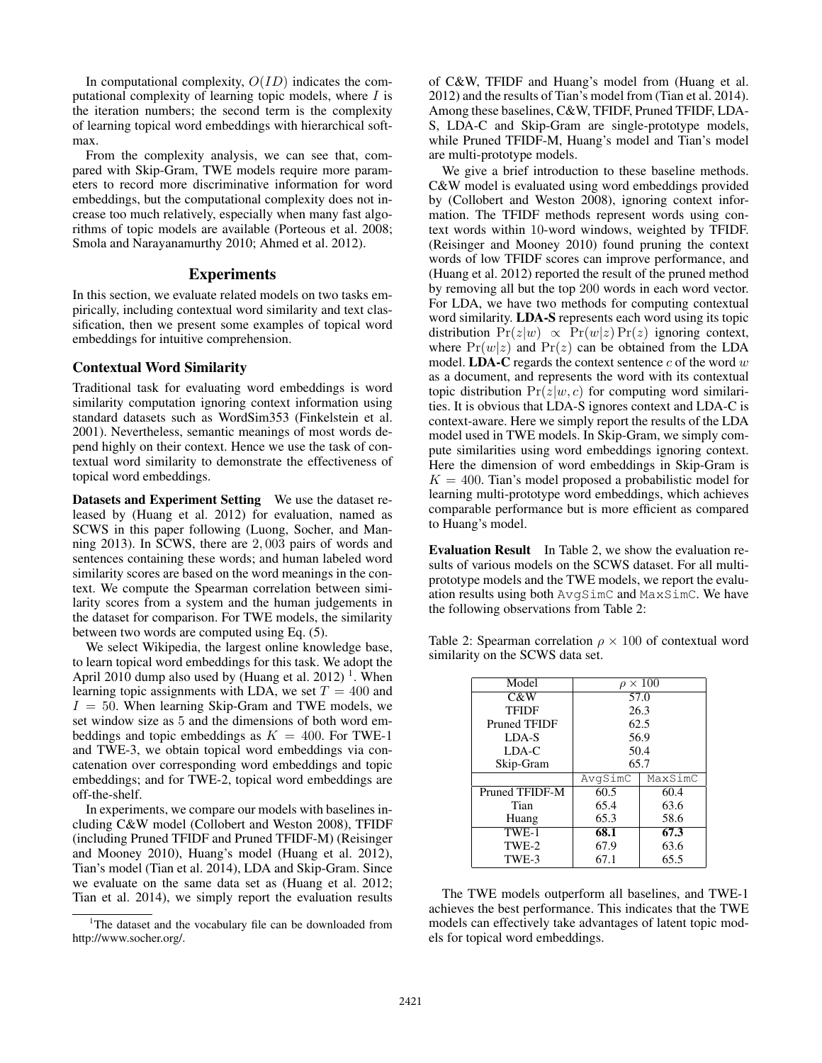In computational complexity, $O(ID)$ indicates the computational complexity of learning topic models, where $I$ is the iteration numbers; the second term is the complexity of learning topical word embeddings with hierarchical softmax.

From the complexity analysis, we can see that, compared with Skip-Gram, TWE models require more parameters to record more discriminative information for word embeddings, but the computational complexity does not increase too much relatively, especially when many fast algorithms of topic models are available (Porteous et al. 2008; Smola and Narayanamurthy 2010; Ahmed et al. 2012).

## Experiments

In this section, we evaluate related models on two tasks empirically, including contextual word similarity and text classification, then we present some examples of topical word embeddings for intuitive comprehension.

### Contextual Word Similarity

Traditional task for evaluating word embeddings is word similarity computation ignoring context information using standard datasets such as WordSim353 (Finkelstein et al. 2001). Nevertheless, semantic meanings of most words depend highly on their context. Hence we use the task of contextual word similarity to demonstrate the effectiveness of topical word embeddings.

**Datasets and Experiment Setting** We use the dataset released by (Huang et al. 2012) for evaluation, named as SCWS in this paper following (Luong, Socher, and Manning 2013). In SCWS, there are $2,003$ pairs of words and sentences containing these words; and human labeled word similarity scores are based on the word meanings in the context. We compute the Spearman correlation between similarity scores from a system and the human judgements in the dataset for comparison. For TWE models, the similarity between two words are computed using Eq. (5).

We select Wikipedia, the largest online knowledge base, to learn topical word embeddings for this task. We adopt the April 2010 dump also used by (Huang et al. 2012) [1]. When learning topic assignments with LDA, we set $T = 400$ and $I = 50$. When learning Skip-Gram and TWE models, we set window size as 5 and the dimensions of both word embeddings and topic embeddings as $K = 400$. For TWE-1 and TWE-3, we obtain topical word embeddings via concatenation over corresponding word embeddings and topic embeddings; and for TWE-2, topical word embeddings are off-the-shelf.

In experiments, we compare our models with baselines including C&W model (Collobert and Weston 2008), TFIDF (including Pruned TFIDF and Pruned TFIDF-M) (Reisinger and Mooney 2010), Huang's model (Huang et al. 2012), Tian's model (Tian et al. 2014), LDA and Skip-Gram. Since we evaluate on the same data set as (Huang et al. 2012; Tian et al. 2014), we simply report the evaluation results of C&W, TFIDF and Huang's model from (Huang et al. 2012) and the results of Tian's model from (Tian et al. 2014). Among these baselines, C&W, TFIDF, Pruned TFIDF, LDA-S, LDA-C and Skip-Gram are single-prototype models, while Pruned TFIDF-M, Huang's model and Tian's model are multi-prototype models.

We give a brief introduction to these baseline methods. C&W model is evaluated using word embeddings provided by (Collobert and Weston 2008), ignoring context information. The TFIDF methods represent words using context words within 10-word windows, weighted by TFIDF. (Reisinger and Mooney 2010) found pruning the context words of low TFIDF scores can improve performance, and (Huang et al. 2012) reported the result of the pruned method by removing all but the top 200 words in each word vector. For LDA, we have two methods for computing contextual word similarity. **LDA-S** represents each word using its topic distribution $\Pr(z|w) \propto \Pr(w|z)\Pr(z)$ ignoring context, where $\Pr(w|z)$ and $\Pr(z)$ can be obtained from the LDA model. **LDA-C** regards the context sentence $c$ of the word $w$ as a document, and represents the word with its contextual topic distribution $\Pr(z|w, c)$ for computing word similarities. It is obvious that LDA-S ignores context and LDA-C is context-aware. Here we simply report the results of the LDA model used in TWE models. In Skip-Gram, we simply compute similarities using word embeddings ignoring context. Here the dimension of word embeddings in Skip-Gram is $K = 400$. Tian's model proposed a probabilistic model for learning multi-prototype word embeddings, which achieves comparable performance but is more efficient as compared to Huang's model.

**Evaluation Result** In Table 2, we show the evaluation results of various models on the SCWS dataset. For all multi-prototype models and the TWE models, we report the evaluation results using both `AvgSimC` and `MaxSimC`. We have the following observations from Table 2:

Table 2: Spearman correlation $\rho \times 100$ of contextual word similarity on the SCWS data set.

| Model | $\rho \times 100$ | |
|---|---|---|
| C&W | 57.0 | |
| TFIDF | 26.3 | |
| Pruned TFIDF | 62.5 | |
| LDA-S | 56.9 | |
| LDA-C | 50.4 | |
| Skip-Gram | 65.7 | |
| | `AvgSimC` | `MaxSimC` |
| Pruned TFIDF-M | 60.5 | 60.4 |
| Tian | 65.4 | 63.6 |
| Huang | 65.3 | 58.6 |
| TWE-1 | **68.1** | **67.3** |
| TWE-2 | 67.9 | 63.6 |
| TWE-3 | 67.1 | 65.5 |

The TWE models outperform all baselines, and TWE-1 achieves the best performance. This indicates that the TWE models can effectively take advantages of latent topic models for topical word embeddings.

[1] The dataset and the vocabulary file can be downloaded from http://www.socher.org/.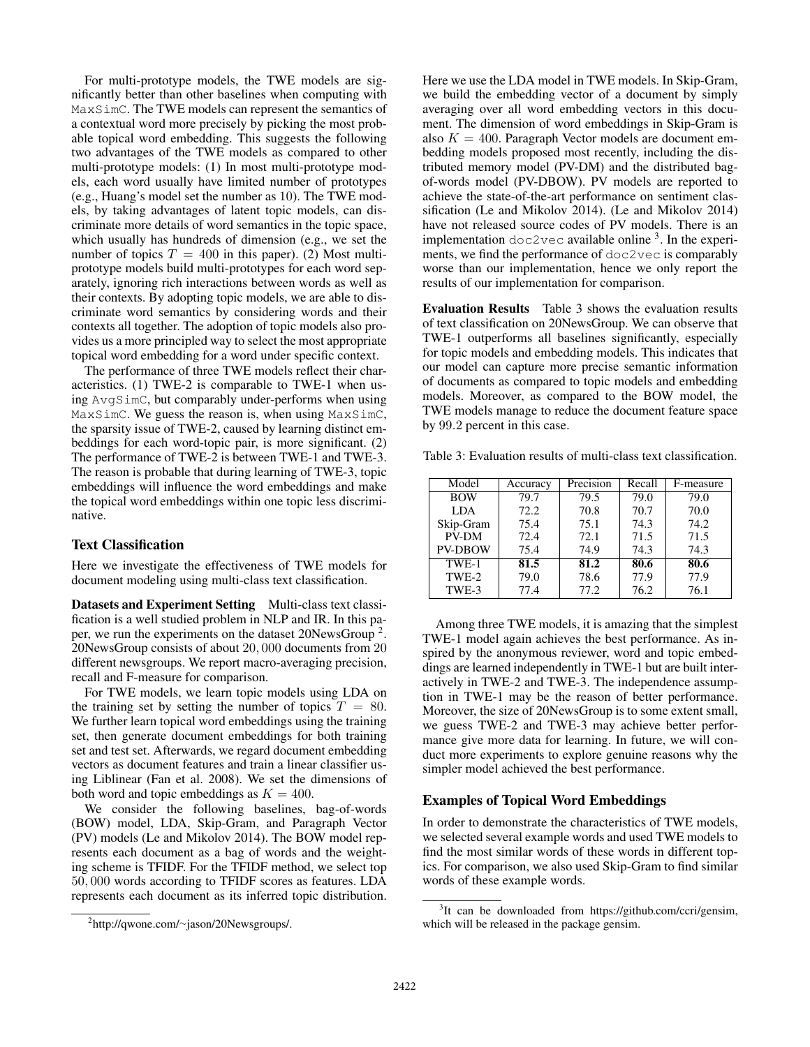For multi-prototype models, the TWE models are significantly better than other baselines when computing with `MaxSimC`. The TWE models can represent the semantics of a contextual word more precisely by picking the most probable topical word embedding. This suggests the following two advantages of the TWE models as compared to other multi-prototype models: (1) In most multi-prototype models, each word usually have limited number of prototypes (e.g., Huang's model set the number as 10). The TWE models, by taking advantages of latent topic models, can discriminate more details of word semantics in the topic space, which usually has hundreds of dimension (e.g., we set the number of topics $T = 400$ in this paper). (2) Most multi-prototype models build multi-prototypes for each word separately, ignoring rich interactions between words as well as their contexts. By adopting topic models, we are able to discriminate word semantics by considering words and their contexts all together. The adoption of topic models also provides us a more principled way to select the most appropriate topical word embedding for a word under specific context.

The performance of three TWE models reflect their characteristics. (1) TWE-2 is comparable to TWE-1 when using `AvgSimC`, but comparably under-performs when using `MaxSimC`. We guess the reason is, when using `MaxSimC`, the sparsity issue of TWE-2, caused by learning distinct embeddings for each word-topic pair, is more significant. (2) The performance of TWE-2 is between TWE-1 and TWE-3. The reason is probable that during learning of TWE-3, topic embeddings will influence the word embeddings and make the topical word embeddings within one topic less discriminative.

### Text Classification

Here we investigate the effectiveness of TWE models for document modeling using multi-class text classification.

**Datasets and Experiment Setting** Multi-class text classification is a well studied problem in NLP and IR. In this paper, we run the experiments on the dataset 20NewsGroup [2]. 20NewsGroup consists of about 20,000 documents from 20 different newsgroups. We report macro-averaging precision, recall and F-measure for comparison.

For TWE models, we learn topic models using LDA on the training set by setting the number of topics $T = 80$. We further learn topical word embeddings using the training set, then generate document embeddings for both training set and test set. Afterwards, we regard document embedding vectors as document features and train a linear classifier using Liblinear (Fan et al. 2008). We set the dimensions of both word and topic embeddings as $K = 400$.

We consider the following baselines, bag-of-words (BOW) model, LDA, Skip-Gram, and Paragraph Vector (PV) models (Le and Mikolov 2014). The BOW model represents each document as a bag of words and the weighting scheme is TFIDF. For the TFIDF method, we select top 50,000 words according to TFIDF scores as features. LDA represents each document as its inferred topic distribution. Here we use the LDA model in TWE models. In Skip-Gram, we build the embedding vector of a document by simply averaging over all word embedding vectors in this document. The dimension of word embeddings in Skip-Gram is also $K = 400$. Paragraph Vector models are document embedding models proposed most recently, including the distributed memory model (PV-DM) and the distributed bag-of-words model (PV-DBOW). PV models are reported to achieve the state-of-the-art performance on sentiment classification (Le and Mikolov 2014). (Le and Mikolov 2014) have not released source codes of PV models. There is an implementation `doc2vec` available online [3]. In the experiments, we find the performance of `doc2vec` is comparably worse than our implementation, hence we only report the results of our implementation for comparison.

**Evaluation Results** Table 3 shows the evaluation results of text classification on 20NewsGroup. We can observe that TWE-1 outperforms all baselines significantly, especially for topic models and embedding models. This indicates that our model can capture more precise semantic information of documents as compared to topic models and embedding models. Moreover, as compared to the BOW model, the TWE models manage to reduce the document feature space by 99.2 percent in this case.

Table 3: Evaluation results of multi-class text classification.

| Model | Accuracy | Precision | Recall | F-measure |
|---|---|---|---|---|
| BOW | 79.7 | 79.5 | 79.0 | 79.0 |
| LDA | 72.2 | 70.8 | 70.7 | 70.0 |
| Skip-Gram | 75.4 | 75.1 | 74.3 | 74.2 |
| PV-DM | 72.4 | 72.1 | 71.5 | 71.5 |
| PV-DBOW | 75.4 | 74.9 | 74.3 | 74.3 |
| TWE-1 | **81.5** | **81.2** | **80.6** | **80.6** |
| TWE-2 | 79.0 | 78.6 | 77.9 | 77.9 |
| TWE-3 | 77.4 | 77.2 | 76.2 | 76.1 |

Among three TWE models, it is amazing that the simplest TWE-1 model again achieves the best performance. As inspired by the anonymous reviewer, word and topic embeddings are learned independently in TWE-1 but are built interactively in TWE-2 and TWE-3. The independence assumption in TWE-1 may be the reason of better performance. Moreover, the size of 20NewsGroup is to some extent small, we guess TWE-2 and TWE-3 may achieve better performance give more data for learning. In future, we will conduct more experiments to explore genuine reasons why the simpler model achieved the best performance.

### Examples of Topical Word Embeddings

In order to demonstrate the characteristics of TWE models, we selected several example words and used TWE models to find the most similar words of these words in different topics. For comparison, we also used Skip-Gram to find similar words of these example words.

[2] http://qwone.com/~jason/20Newsgroups/.

[3] It can be downloaded from https://github.com/ccri/gensim, which will be released in the package gensim.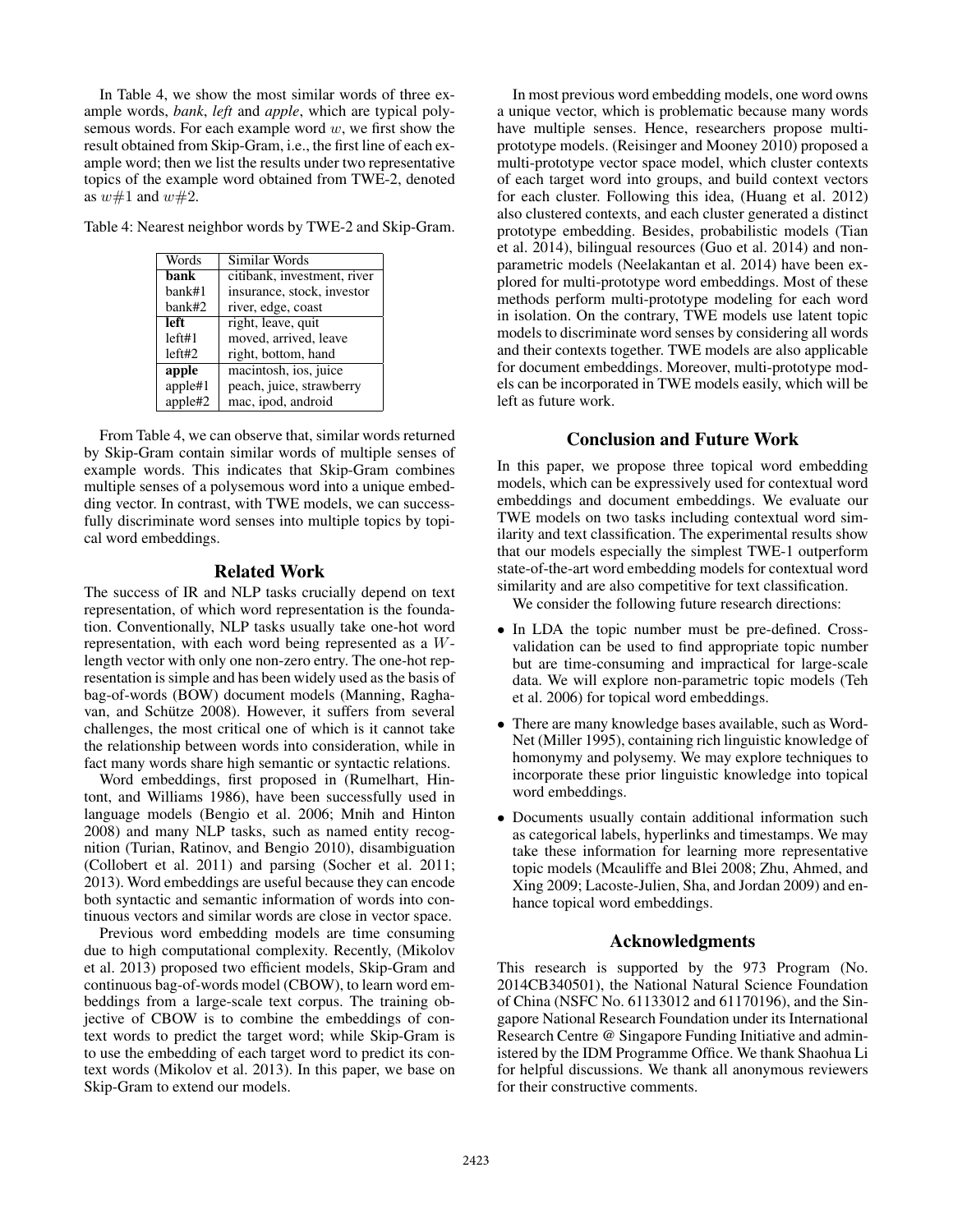In Table 4, we show the most similar words of three example words, *bank*, *left* and *apple*, which are typical polysemous words. For each example word $w$, we first show the result obtained from Skip-Gram, i.e., the first line of each example word; then we list the results under two representative topics of the example word obtained from TWE-2, denoted as $w\#1$ and $w\#2$.

Table 4: Nearest neighbor words by TWE-2 and Skip-Gram.

| Words | Similar Words |
|---|---|
| **bank** | citibank, investment, river |
| bank#1 | insurance, stock, investor |
| bank#2 | river, edge, coast |
| **left** | right, leave, quit |
| left#1 | moved, arrived, leave |
| left#2 | right, bottom, hand |
| **apple** | macintosh, ios, juice |
| apple#1 | peach, juice, strawberry |
| apple#2 | mac, ipod, android |

From Table 4, we can observe that, similar words returned by Skip-Gram contain similar words of multiple senses of example words. This indicates that Skip-Gram combines multiple senses of a polysemous word into a unique embedding vector. In contrast, with TWE models, we can successfully discriminate word senses into multiple topics by topical word embeddings.

## Related Work

The success of IR and NLP tasks crucially depend on text representation, of which word representation is the foundation. Conventionally, NLP tasks usually take one-hot word representation, with each word being represented as a $W$-length vector with only one non-zero entry. The one-hot representation is simple and has been widely used as the basis of bag-of-words (BOW) document models (Manning, Raghavan, and Schütze 2008). However, it suffers from several challenges, the most critical one of which is it cannot take the relationship between words into consideration, while in fact many words share high semantic or syntactic relations.

Word embeddings, first proposed in (Rumelhart, Hintont, and Williams 1986), have been successfully used in language models (Bengio et al. 2006; Mnih and Hinton 2008) and many NLP tasks, such as named entity recognition (Turian, Ratinov, and Bengio 2010), disambiguation (Collobert et al. 2011) and parsing (Socher et al. 2011; 2013). Word embeddings are useful because they can encode both syntactic and semantic information of words into continuous vectors and similar words are close in vector space.

Previous word embedding models are time consuming due to high computational complexity. Recently, (Mikolov et al. 2013) proposed two efficient models, Skip-Gram and continuous bag-of-words model (CBOW), to learn word embeddings from a large-scale text corpus. The training objective of CBOW is to combine the embeddings of context words to predict the target word; while Skip-Gram is to use the embedding of each target word to predict its context words (Mikolov et al. 2013). In this paper, we base on Skip-Gram to extend our models.

In most previous word embedding models, one word owns a unique vector, which is problematic because many words have multiple senses. Hence, researchers propose multi-prototype models. (Reisinger and Mooney 2010) proposed a multi-prototype vector space model, which cluster contexts of each target word into groups, and build context vectors for each cluster. Following this idea, (Huang et al. 2012) also clustered contexts, and each cluster generated a distinct prototype embedding. Besides, probabilistic models (Tian et al. 2014), bilingual resources (Guo et al. 2014) and non-parametric models (Neelakantan et al. 2014) have been explored for multi-prototype word embeddings. Most of these methods perform multi-prototype modeling for each word in isolation. On the contrary, TWE models use latent topic models to discriminate word senses by considering all words and their contexts together. TWE models are also applicable for document embeddings. Moreover, multi-prototype models can be incorporated in TWE models easily, which will be left as future work.

## Conclusion and Future Work

In this paper, we propose three topical word embedding models, which can be expressively used for contextual word embeddings and document embeddings. We evaluate our TWE models on two tasks including contextual word similarity and text classification. The experimental results show that our models especially the simplest TWE-1 outperform state-of-the-art word embedding models for contextual word similarity and are also competitive for text classification.

We consider the following future research directions:

- In LDA the topic number must be pre-defined. Cross-validation can be used to find appropriate topic number but are time-consuming and impractical for large-scale data. We will explore non-parametric topic models (Teh et al. 2006) for topical word embeddings.
- There are many knowledge bases available, such as WordNet (Miller 1995), containing rich linguistic knowledge of homonymy and polysemy. We may explore techniques to incorporate these prior linguistic knowledge into topical word embeddings.
- Documents usually contain additional information such as categorical labels, hyperlinks and timestamps. We may take these information for learning more representative topic models (Mcauliffe and Blei 2008; Zhu, Ahmed, and Xing 2009; Lacoste-Julien, Sha, and Jordan 2009) and enhance topical word embeddings.

## Acknowledgments

This research is supported by the 973 Program (No. 2014CB340501), the National Natural Science Foundation of China (NSFC No. 61133012 and 61170196), and the Singapore National Research Foundation under its International Research Centre @ Singapore Funding Initiative and administered by the IDM Programme Office. We thank Shaohua Li for helpful discussions. We thank all anonymous reviewers for their constructive comments.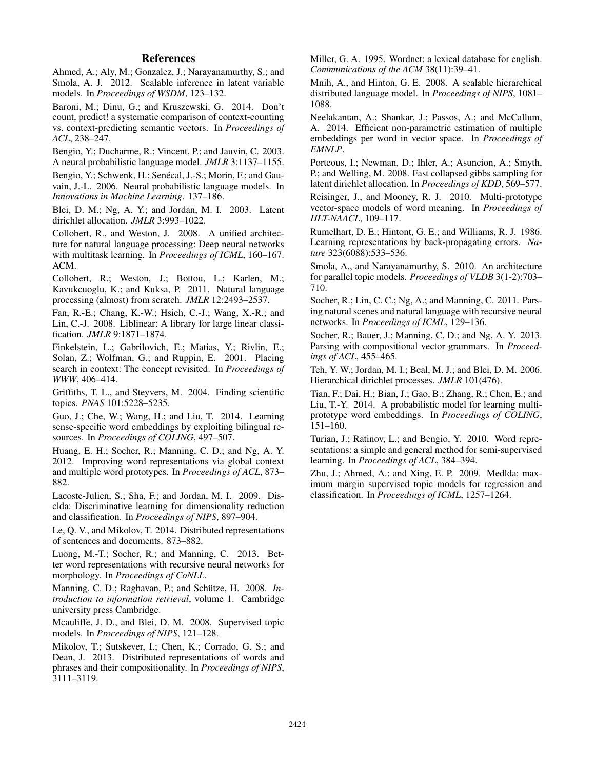## References

Ahmed, A.; Aly, M.; Gonzalez, J.; Narayanamurthy, S.; and Smola, A. J. 2012. Scalable inference in latent variable models. In *Proceedings of WSDM*, 123–132.

Baroni, M.; Dinu, G.; and Kruszewski, G. 2014. Don't count, predict! a systematic comparison of context-counting vs. context-predicting semantic vectors. In *Proceedings of ACL*, 238–247.

Bengio, Y.; Ducharme, R.; Vincent, P.; and Jauvin, C. 2003. A neural probabilistic language model. *JMLR* 3:1137–1155.

Bengio, Y.; Schwenk, H.; Senécal, J.-S.; Morin, F.; and Gauvain, J.-L. 2006. Neural probabilistic language models. In *Innovations in Machine Learning*. 137–186.

Blei, D. M.; Ng, A. Y.; and Jordan, M. I. 2003. Latent dirichlet allocation. *JMLR* 3:993–1022.

Collobert, R., and Weston, J. 2008. A unified architecture for natural language processing: Deep neural networks with multitask learning. In *Proceedings of ICML*, 160–167. ACM.

Collobert, R.; Weston, J.; Bottou, L.; Karlen, M.; Kavukcuoglu, K.; and Kuksa, P. 2011. Natural language processing (almost) from scratch. *JMLR* 12:2493–2537.

Fan, R.-E.; Chang, K.-W.; Hsieh, C.-J.; Wang, X.-R.; and Lin, C.-J. 2008. Liblinear: A library for large linear classification. *JMLR* 9:1871–1874.

Finkelstein, L.; Gabrilovich, E.; Matias, Y.; Rivlin, E.; Solan, Z.; Wolfman, G.; and Ruppin, E. 2001. Placing search in context: The concept revisited. In *Proceedings of WWW*, 406–414.

Griffiths, T. L., and Steyvers, M. 2004. Finding scientific topics. *PNAS* 101:5228–5235.

Guo, J.; Che, W.; Wang, H.; and Liu, T. 2014. Learning sense-specific word embeddings by exploiting bilingual resources. In *Proceedings of COLING*, 497–507.

Huang, E. H.; Socher, R.; Manning, C. D.; and Ng, A. Y. 2012. Improving word representations via global context and multiple word prototypes. In *Proceedings of ACL*, 873–882.

Lacoste-Julien, S.; Sha, F.; and Jordan, M. I. 2009. Disclda: Discriminative learning for dimensionality reduction and classification. In *Proceedings of NIPS*, 897–904.

Le, Q. V., and Mikolov, T. 2014. Distributed representations of sentences and documents. 873–882.

Luong, M.-T.; Socher, R.; and Manning, C. 2013. Better word representations with recursive neural networks for morphology. In *Proceedings of CoNLL*.

Manning, C. D.; Raghavan, P.; and Schütze, H. 2008. *Introduction to information retrieval*, volume 1. Cambridge university press Cambridge.

Mcauliffe, J. D., and Blei, D. M. 2008. Supervised topic models. In *Proceedings of NIPS*, 121–128.

Mikolov, T.; Sutskever, I.; Chen, K.; Corrado, G. S.; and Dean, J. 2013. Distributed representations of words and phrases and their compositionality. In *Proceedings of NIPS*, 3111–3119.

Miller, G. A. 1995. Wordnet: a lexical database for english. *Communications of the ACM* 38(11):39–41.

Mnih, A., and Hinton, G. E. 2008. A scalable hierarchical distributed language model. In *Proceedings of NIPS*, 1081–1088.

Neelakantan, A.; Shankar, J.; Passos, A.; and McCallum, A. 2014. Efficient non-parametric estimation of multiple embeddings per word in vector space. In *Proceedings of EMNLP*.

Porteous, I.; Newman, D.; Ihler, A.; Asuncion, A.; Smyth, P.; and Welling, M. 2008. Fast collapsed gibbs sampling for latent dirichlet allocation. In *Proceedings of KDD*, 569–577.

Reisinger, J., and Mooney, R. J. 2010. Multi-prototype vector-space models of word meaning. In *Proceedings of HLT-NAACL*, 109–117.

Rumelhart, D. E.; Hintont, G. E.; and Williams, R. J. 1986. Learning representations by back-propagating errors. *Nature* 323(6088):533–536.

Smola, A., and Narayanamurthy, S. 2010. An architecture for parallel topic models. *Proceedings of VLDB* 3(1-2):703–710.

Socher, R.; Lin, C. C.; Ng, A.; and Manning, C. 2011. Parsing natural scenes and natural language with recursive neural networks. In *Proceedings of ICML*, 129–136.

Socher, R.; Bauer, J.; Manning, C. D.; and Ng, A. Y. 2013. Parsing with compositional vector grammars. In *Proceedings of ACL*, 455–465.

Teh, Y. W.; Jordan, M. I.; Beal, M. J.; and Blei, D. M. 2006. Hierarchical dirichlet processes. *JMLR* 101(476).

Tian, F.; Dai, H.; Bian, J.; Gao, B.; Zhang, R.; Chen, E.; and Liu, T.-Y. 2014. A probabilistic model for learning multi-prototype word embeddings. In *Proceedings of COLING*, 151–160.

Turian, J.; Ratinov, L.; and Bengio, Y. 2010. Word representations: a simple and general method for semi-supervised learning. In *Proceedings of ACL*, 384–394.

Zhu, J.; Ahmed, A.; and Xing, E. P. 2009. Medlda: maximum margin supervised topic models for regression and classification. In *Proceedings of ICML*, 1257–1264.